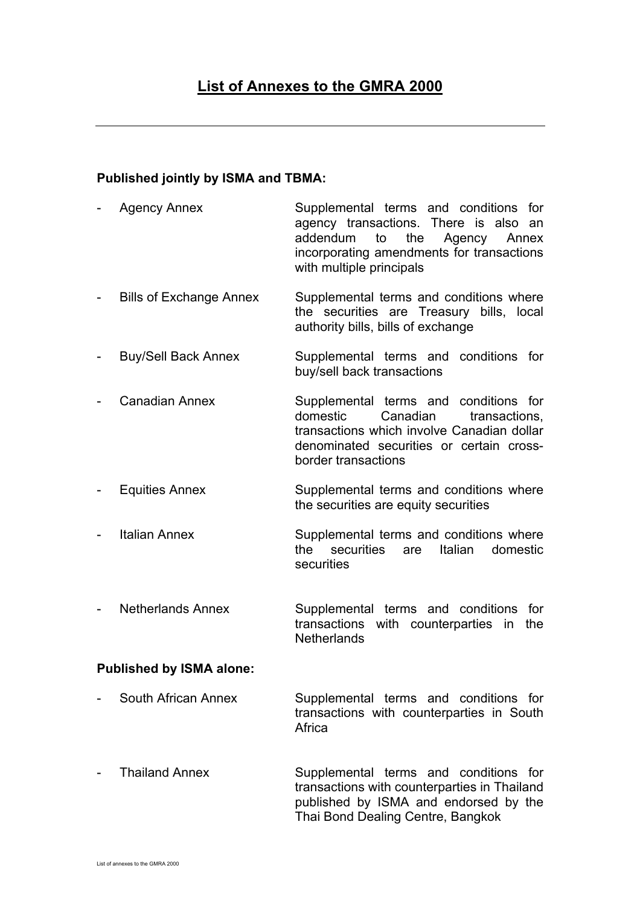# List of Annexes to the GMRA 2000

---

**Published jointly by ISMA and TBMA:**

- Agency Annex — Supplemental terms and conditions for agency transactions. There is also an addendum to the Agency Annex incorporating amendments for transactions with multiple principals
- Bills of Exchange Annex — Supplemental terms and conditions where the securities are Treasury bills, local authority bills, bills of exchange
- Buy/Sell Back Annex — Supplemental terms and conditions for buy/sell back transactions
- Canadian Annex — Supplemental terms and conditions for domestic Canadian transactions, transactions which involve Canadian dollar denominated securities or certain cross-border transactions
- Equities Annex — Supplemental terms and conditions where the securities are equity securities
- Italian Annex — Supplemental terms and conditions where the securities are Italian domestic securities
- Netherlands Annex — Supplemental terms and conditions for transactions with counterparties in the Netherlands

**Published by ISMA alone:**

- South African Annex — Supplemental terms and conditions for transactions with counterparties in South Africa
- Thailand Annex — Supplemental terms and conditions for transactions with counterparties in Thailand published by ISMA and endorsed by the Thai Bond Dealing Centre, Bangkok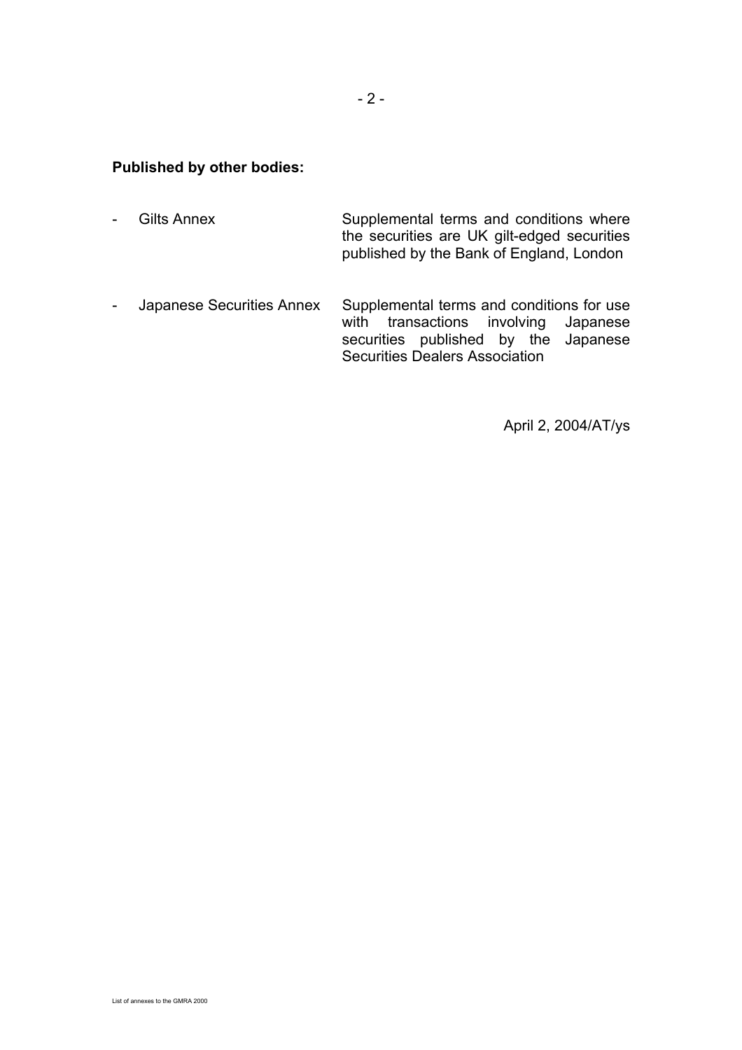**Published by other bodies:**

| | |
|---|---|
| - Gilts Annex | Supplemental terms and conditions where the securities are UK gilt-edged securities published by the Bank of England, London |
| - Japanese Securities Annex | Supplemental terms and conditions for use with transactions involving Japanese securities published by the Japanese Securities Dealers Association |

April 2, 2004/AT/ys